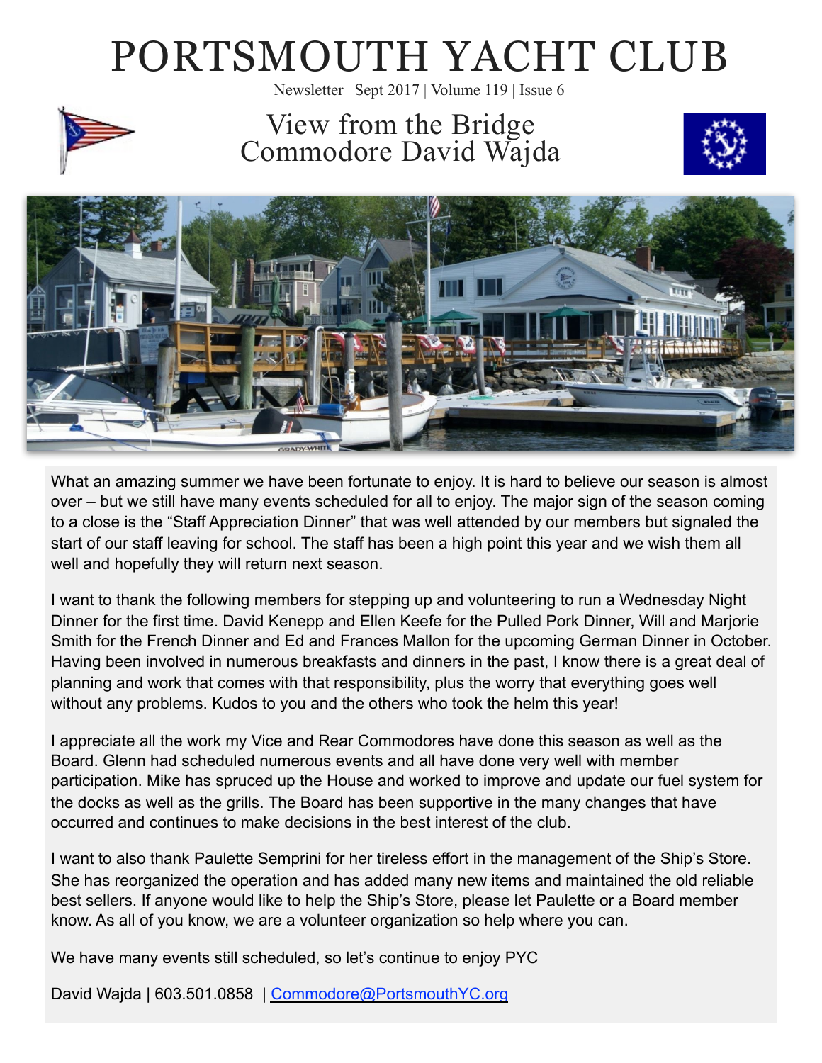# PORTSMOUTH YACHT CLUB

Newsletter | Sept 2017 | Volume 119 | Issue 6

## View from the Bridge
## Commodore David Wajda

What an amazing summer we have been fortunate to enjoy. It is hard to believe our season is almost over – but we still have many events scheduled for all to enjoy. The major sign of the season coming to a close is the "Staff Appreciation Dinner" that was well attended by our members but signaled the start of our staff leaving for school. The staff has been a high point this year and we wish them all well and hopefully they will return next season.

I want to thank the following members for stepping up and volunteering to run a Wednesday Night Dinner for the first time. David Kenepp and Ellen Keefe for the Pulled Pork Dinner, Will and Marjorie Smith for the French Dinner and Ed and Frances Mallon for the upcoming German Dinner in October. Having been involved in numerous breakfasts and dinners in the past, I know there is a great deal of planning and work that comes with that responsibility, plus the worry that everything goes well without any problems. Kudos to you and the others who took the helm this year!

I appreciate all the work my Vice and Rear Commodores have done this season as well as the Board. Glenn had scheduled numerous events and all have done very well with member participation. Mike has spruced up the House and worked to improve and update our fuel system for the docks as well as the grills. The Board has been supportive in the many changes that have occurred and continues to make decisions in the best interest of the club.

I want to also thank Paulette Semprini for her tireless effort in the management of the Ship's Store. She has reorganized the operation and has added many new items and maintained the old reliable best sellers. If anyone would like to help the Ship's Store, please let Paulette or a Board member know. As all of you know, we are a volunteer organization so help where you can.

We have many events still scheduled, so let's continue to enjoy PYC

David Wajda | 603.501.0858 | Commodore@PortsmouthYC.org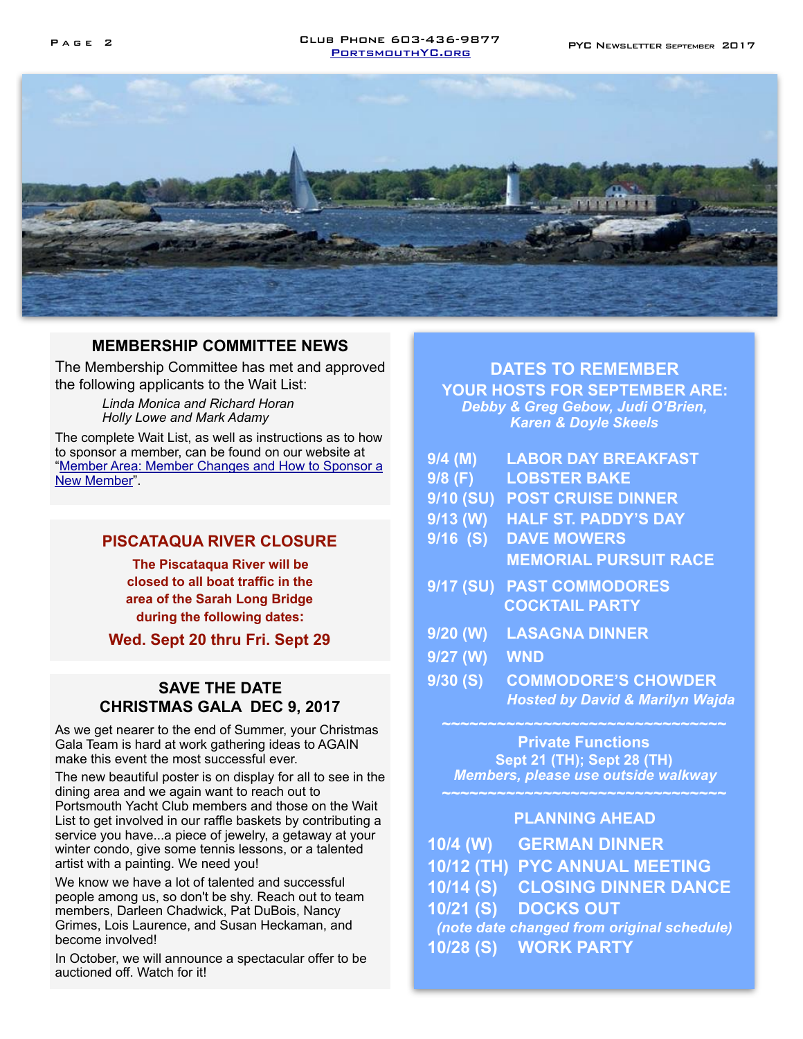## MEMBERSHIP COMMITTEE NEWS

The Membership Committee has met and approved the following applicants to the Wait List:

*Linda Monica and Richard Horan*
*Holly Lowe and Mark Adamy*

The complete Wait List, as well as instructions as to how to sponsor a member, can be found on our website at "Member Area: Member Changes and How to Sponsor a New Member".

## PISCATAQUA RIVER CLOSURE

**The Piscataqua River will be closed to all boat traffic in the area of the Sarah Long Bridge during the following dates:**

**Wed. Sept 20 thru Fri. Sept 29**

## SAVE THE DATE
## CHRISTMAS GALA DEC 9, 2017

As we get nearer to the end of Summer, your Christmas Gala Team is hard at work gathering ideas to AGAIN make this event the most successful ever.

The new beautiful poster is on display for all to see in the dining area and we again want to reach out to Portsmouth Yacht Club members and those on the Wait List to get involved in our raffle baskets by contributing a service you have...a piece of jewelry, a getaway at your winter condo, give some tennis lessons, or a talented artist with a painting. We need you!

We know we have a lot of talented and successful people among us, so don't be shy. Reach out to team members, Darleen Chadwick, Pat DuBois, Nancy Grimes, Lois Laurence, and Susan Heckaman, and become involved!

In October, we will announce a spectacular offer to be auctioned off. Watch for it!

## DATES TO REMEMBER

**YOUR HOSTS FOR SEPTEMBER ARE:**
***Debby & Greg Gebow, Judi O'Brien, Karen & Doyle Skeels***

- **9/4 (M)** LABOR DAY BREAKFAST
- **9/8 (F)** LOBSTER BAKE
- **9/10 (SU)** POST CRUISE DINNER
- **9/13 (W)** HALF ST. PADDY'S DAY
- **9/16 (S)** DAVE MOWERS MEMORIAL PURSUIT RACE
- **9/17 (SU)** PAST COMMODORES COCKTAIL PARTY
- **9/20 (W)** LASAGNA DINNER
- **9/27 (W)** WND
- **9/30 (S)** COMMODORE'S CHOWDER
  *Hosted by David & Marilyn Wajda*

~~~~~~~~~~~~~~~~~~~~~~~~~~~~~~~~

**Private Functions**
**Sept 21 (TH); Sept 28 (TH)**
***Members, please use outside walkway***

~~~~~~~~~~~~~~~~~~~~~~~~~~~~~~~~

**PLANNING AHEAD**

- **10/4 (W)** GERMAN DINNER
- **10/12 (TH)** PYC ANNUAL MEETING
- **10/14 (S)** CLOSING DINNER DANCE
- **10/21 (S)** DOCKS OUT
  *(note date changed from original schedule)*
- **10/28 (S)** WORK PARTY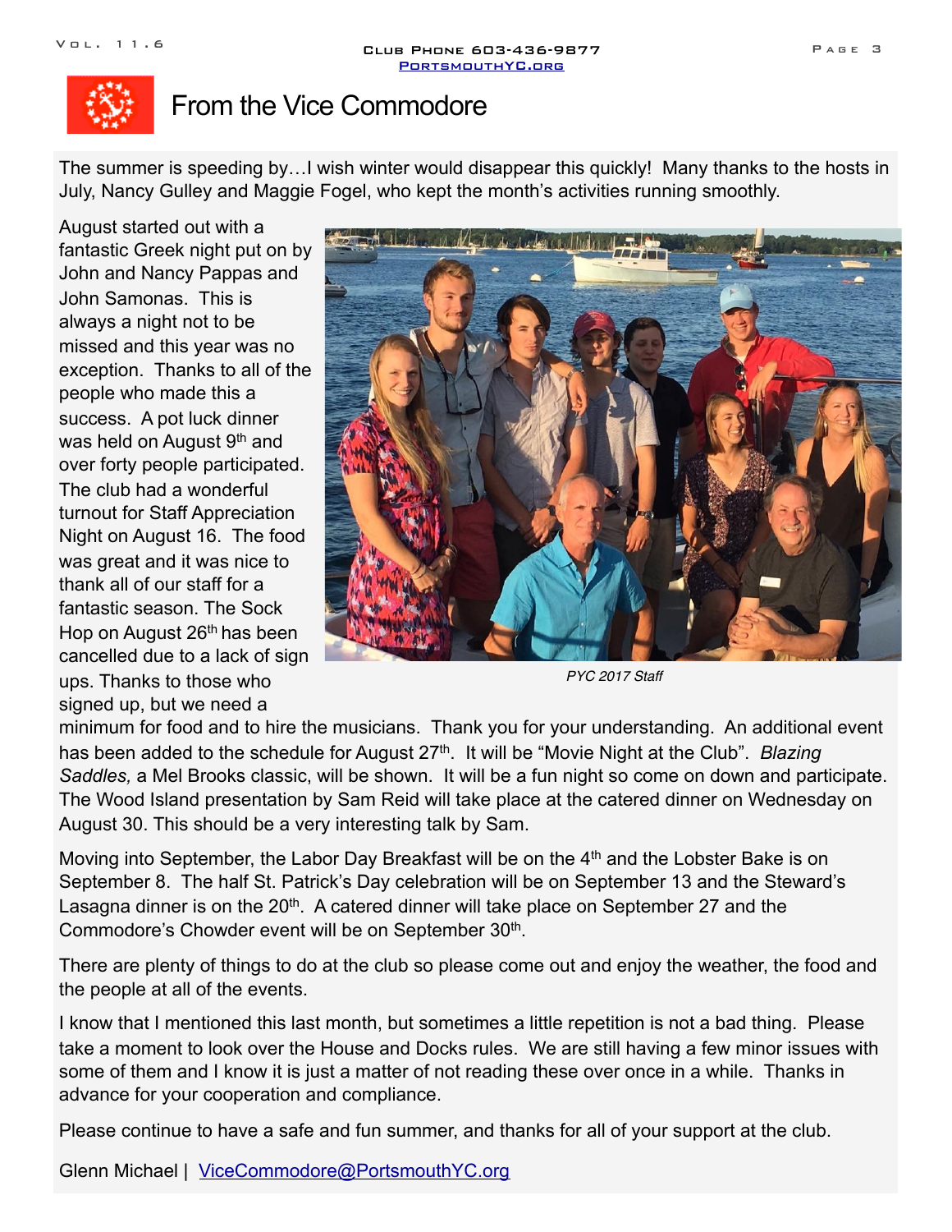# From the Vice Commodore

The summer is speeding by…I wish winter would disappear this quickly! Many thanks to the hosts in July, Nancy Gulley and Maggie Fogel, who kept the month's activities running smoothly.

August started out with a fantastic Greek night put on by John and Nancy Pappas and John Samonas. This is always a night not to be missed and this year was no exception. Thanks to all of the people who made this a success. A pot luck dinner was held on August 9th and over forty people participated. The club had a wonderful turnout for Staff Appreciation Night on August 16. The food was great and it was nice to thank all of our staff for a fantastic season. The Sock Hop on August 26th has been cancelled due to a lack of sign ups. Thanks to those who signed up, but we need a minimum for food and to hire the musicians. Thank you for your understanding. An additional event has been added to the schedule for August 27th. It will be "Movie Night at the Club". *Blazing Saddles,* a Mel Brooks classic, will be shown. It will be a fun night so come on down and participate. The Wood Island presentation by Sam Reid will take place at the catered dinner on Wednesday on August 30. This should be a very interesting talk by Sam.

*PYC 2017 Staff*

Moving into September, the Labor Day Breakfast will be on the 4th and the Lobster Bake is on September 8. The half St. Patrick's Day celebration will be on September 13 and the Steward's Lasagna dinner is on the 20th. A catered dinner will take place on September 27 and the Commodore's Chowder event will be on September 30th.

There are plenty of things to do at the club so please come out and enjoy the weather, the food and the people at all of the events.

I know that I mentioned this last month, but sometimes a little repetition is not a bad thing. Please take a moment to look over the House and Docks rules. We are still having a few minor issues with some of them and I know it is just a matter of not reading these over once in a while. Thanks in advance for your cooperation and compliance.

Please continue to have a safe and fun summer, and thanks for all of your support at the club.

Glenn Michael | ViceCommodore@PortsmouthYC.org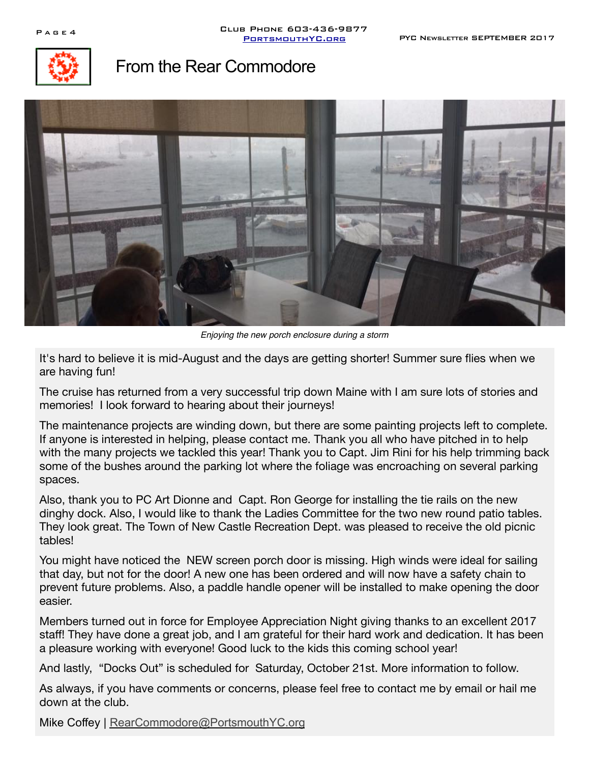# From the Rear Commodore

*Enjoying the new porch enclosure during a storm*

It's hard to believe it is mid-August and the days are getting shorter! Summer sure flies when we are having fun!

The cruise has returned from a very successful trip down Maine with I am sure lots of stories and memories! I look forward to hearing about their journeys!

The maintenance projects are winding down, but there are some painting projects left to complete. If anyone is interested in helping, please contact me. Thank you all who have pitched in to help with the many projects we tackled this year! Thank you to Capt. Jim Rini for his help trimming back some of the bushes around the parking lot where the foliage was encroaching on several parking spaces.

Also, thank you to PC Art Dionne and Capt. Ron George for installing the tie rails on the new dinghy dock. Also, I would like to thank the Ladies Committee for the two new round patio tables. They look great. The Town of New Castle Recreation Dept. was pleased to receive the old picnic tables!

You might have noticed the NEW screen porch door is missing. High winds were ideal for sailing that day, but not for the door! A new one has been ordered and will now have a safety chain to prevent future problems. Also, a paddle handle opener will be installed to make opening the door easier.

Members turned out in force for Employee Appreciation Night giving thanks to an excellent 2017 staff! They have done a great job, and I am grateful for their hard work and dedication. It has been a pleasure working with everyone! Good luck to the kids this coming school year!

And lastly, "Docks Out" is scheduled for Saturday, October 21st. More information to follow.

As always, if you have comments or concerns, please feel free to contact me by email or hail me down at the club.

Mike Coffey | RearCommodore@PortsmouthYC.org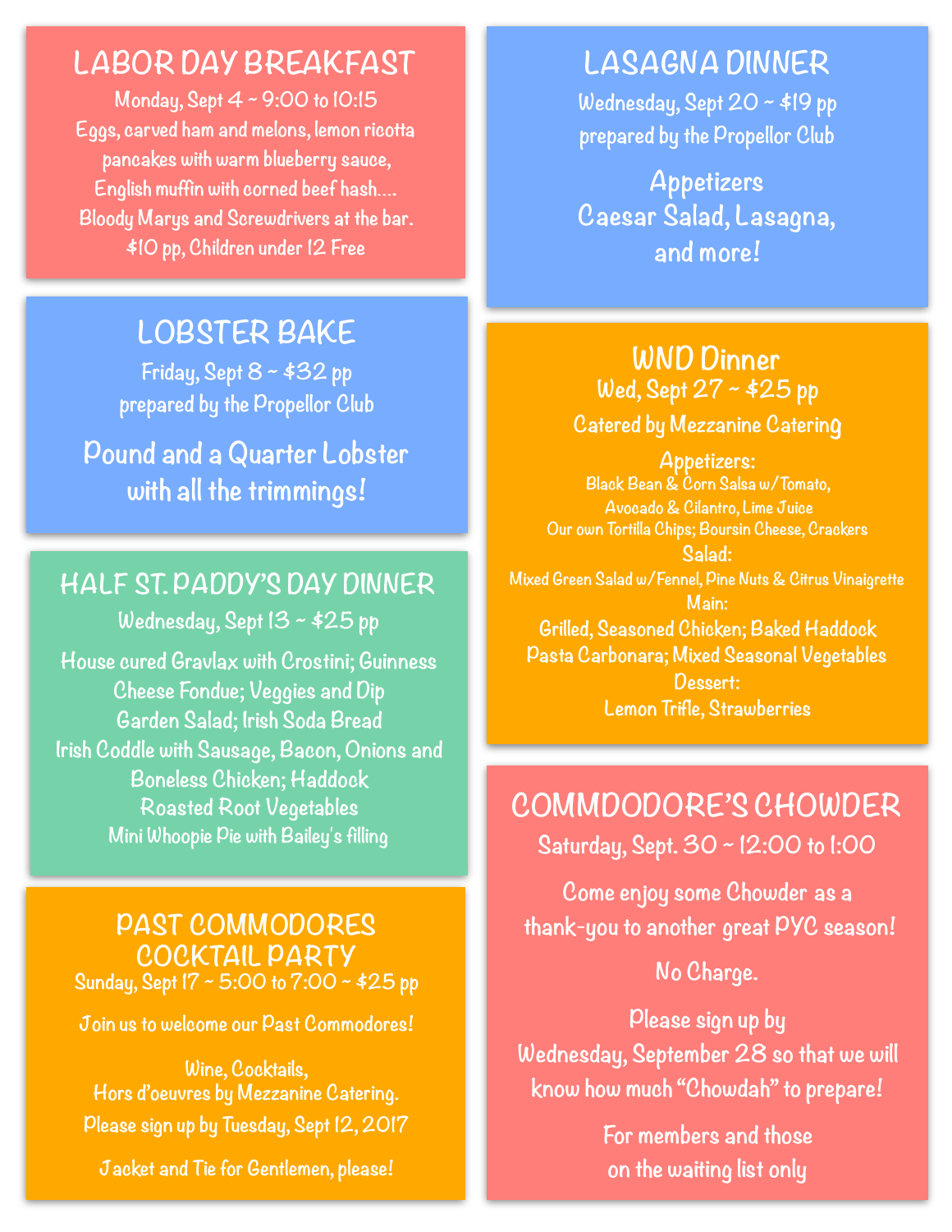## LABOR DAY BREAKFAST

Monday, Sept 4 ~ 9:00 to 10:15

Eggs, carved ham and melons, lemon ricotta pancakes with warm blueberry sauce, English muffin with corned beef hash....

Bloody Marys and Screwdrivers at the bar.

$10 pp, Children under 12 Free

## LOBSTER BAKE

Friday, Sept 8 ~ $32 pp

prepared by the Propellor Club

Pound and a Quarter Lobster with all the trimmings!

## HALF ST. PADDY'S DAY DINNER

Wednesday, Sept 13 ~ $25 pp

House cured Gravlax with Crostini; Guinness Cheese Fondue; Veggies and Dip

Garden Salad; Irish Soda Bread

Irish Coddle with Sausage, Bacon, Onions and Boneless Chicken; Haddock

Roasted Root Vegetables

Mini Whoopie Pie with Bailey's filling

## PAST COMMODORES COCKTAIL PARTY

Sunday, Sept 17 ~ 5:00 to 7:00 ~ $25 pp

Join us to welcome our Past Commodores!

Wine, Cocktails,
Hors d'oeuvres by Mezzanine Catering.

Please sign up by Tuesday, Sept 12, 2017

Jacket and Tie for Gentlemen, please!

## LASAGNA DINNER

Wednesday, Sept 20 ~ $19 pp

prepared by the Propellor Club

Appetizers
Caesar Salad, Lasagna, and more!

## WND Dinner

Wed, Sept 27 ~ $25 pp

Catered by Mezzanine Catering

Appetizers:
Black Bean & Corn Salsa w/Tomato, Avocado & Cilantro, Lime Juice
Our own Tortilla Chips; Boursin Cheese, Crackers

Salad:
Mixed Green Salad w/Fennel, Pine Nuts & Citrus Vinaigrette

Main:
Grilled, Seasoned Chicken; Baked Haddock
Pasta Carbonara; Mixed Seasonal Vegetables

Dessert:
Lemon Trifle, Strawberries

## COMMODODORE'S CHOWDER

Saturday, Sept. 30 ~ 12:00 to 1:00

Come enjoy some Chowder as a thank-you to another great PYC season!

No Charge.

Please sign up by Wednesday, September 28 so that we will know how much "Chowdah" to prepare!

For members and those on the waiting list only